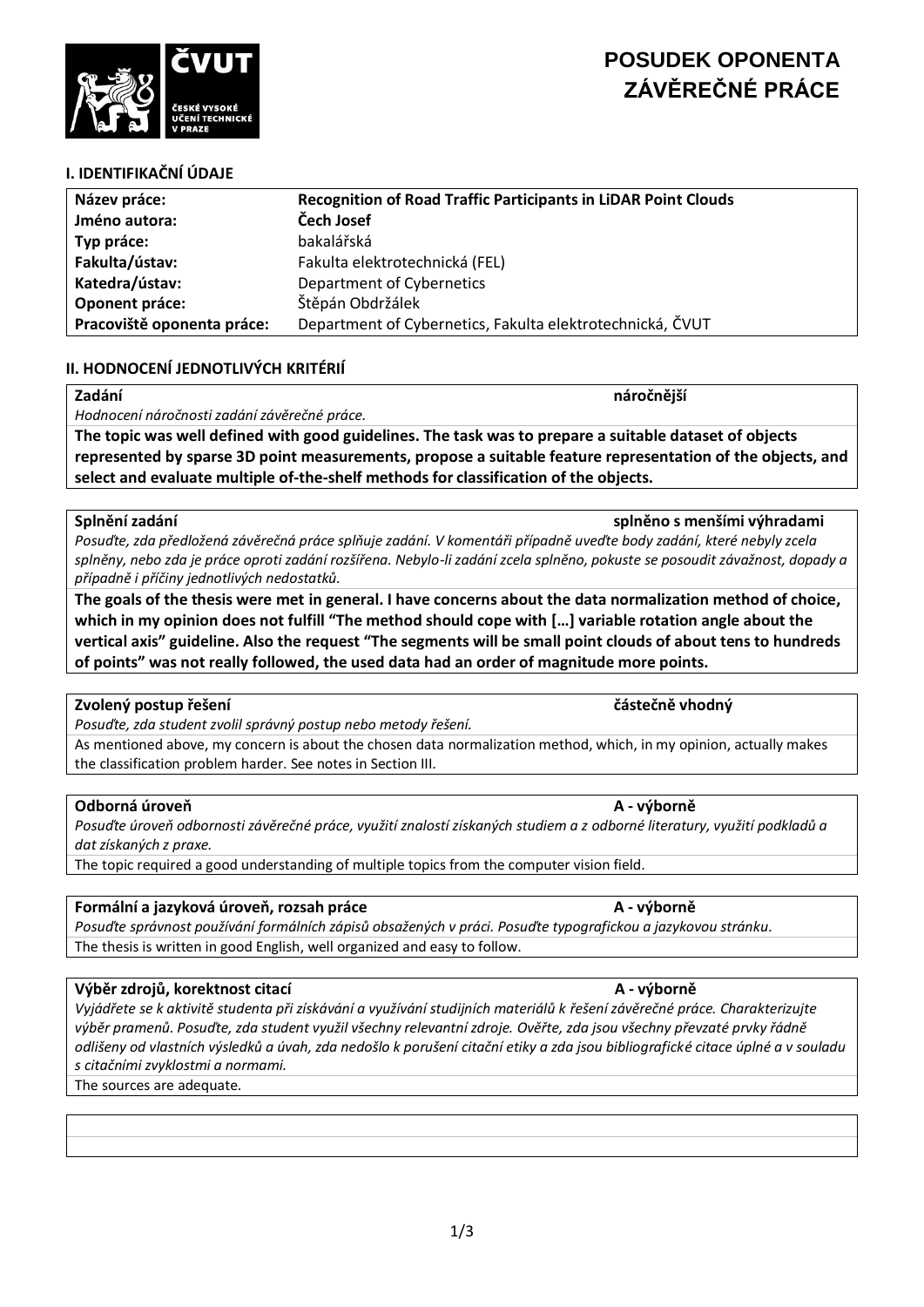# POSUDEK OPONENTA ZÁVĚREČNÉ PRÁCE

## I. IDENTIFIKAČNÍ ÚDAJE

| | |
|---|---|
| **Název práce:** | **Recognition of Road Traffic Participants in LiDAR Point Clouds** |
| **Jméno autora:** | **Čech Josef** |
| **Typ práce:** | bakalářská |
| **Fakulta/ústav:** | Fakulta elektrotechnická (FEL) |
| **Katedra/ústav:** | Department of Cybernetics |
| **Oponent práce:** | Štěpán Obdržálek |
| **Pracoviště oponenta práce:** | Department of Cybernetics, Fakulta elektrotechnická, ČVUT |

## II. HODNOCENÍ JEDNOTLIVÝCH KRITÉRIÍ

**Zadání** — **náročnější**

*Hodnocení náročnosti zadání závěrečné práce.*

**The topic was well defined with good guidelines. The task was to prepare a suitable dataset of objects represented by sparse 3D point measurements, propose a suitable feature representation of the objects, and select and evaluate multiple of-the-shelf methods for classification of the objects.**

**Splnění zadání** — **splněno s menšími výhradami**

*Posuďte, zda předložená závěrečná práce splňuje zadání. V komentáři případně uveďte body zadání, které nebyly zcela splněny, nebo zda je práce oproti zadání rozšířena. Nebylo-li zadání zcela splněno, pokuste se posoudit závažnost, dopady a případně i příčiny jednotlivých nedostatků.*

**The goals of the thesis were met in general. I have concerns about the data normalization method of choice, which in my opinion does not fulfill "The method should cope with […] variable rotation angle about the vertical axis" guideline. Also the request "The segments will be small point clouds of about tens to hundreds of points" was not really followed, the used data had an order of magnitude more points.**

**Zvolený postup řešení** — **částečně vhodný**

*Posuďte, zda student zvolil správný postup nebo metody řešení.*

As mentioned above, my concern is about the chosen data normalization method, which, in my opinion, actually makes the classification problem harder. See notes in Section III.

**Odborná úroveň** — **A - výborně**

*Posuďte úroveň odbornosti závěrečné práce, využití znalostí získaných studiem a z odborné literatury, využití podkladů a dat získaných z praxe.*

The topic required a good understanding of multiple topics from the computer vision field.

**Formální a jazyková úroveň, rozsah práce** — **A - výborně**

*Posuďte správnost používání formálních zápisů obsažených v práci. Posuďte typografickou a jazykovou stránku.*

The thesis is written in good English, well organized and easy to follow.

**Výběr zdrojů, korektnost citací** — **A - výborně**

*Vyjádřete se k aktivitě studenta při získávání a využívání studijních materiálů k řešení závěrečné práce. Charakterizujte výběr pramenů. Posuďte, zda student využil všechny relevantní zdroje. Ověřte, zda jsou všechny převzaté prvky řádně odlišeny od vlastních výsledků a úvah, zda nedošlo k porušení citační etiky a zda jsou bibliografické citace úplné a v souladu s citačními zvyklostmi a normami.*

The sources are adequate.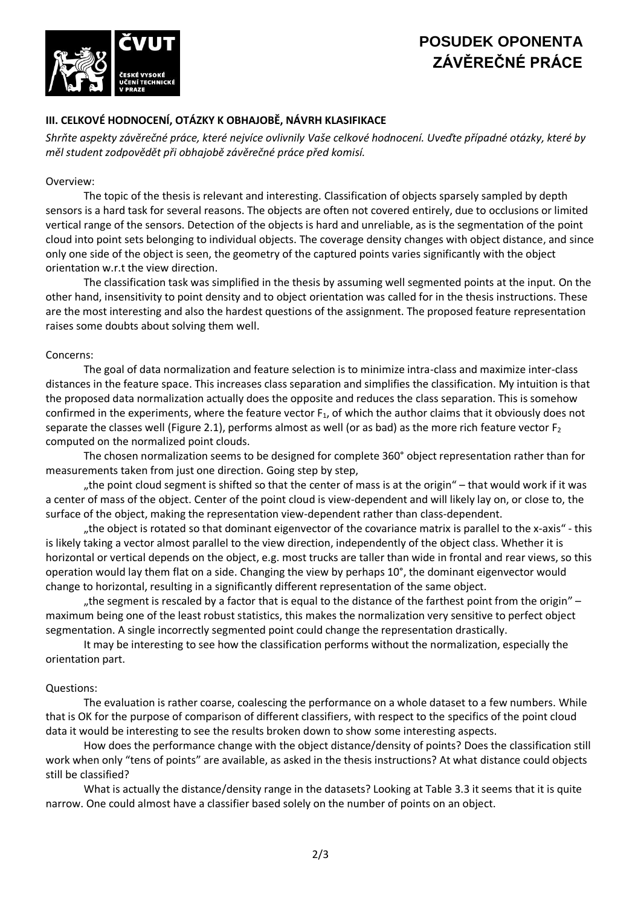# POSUDEK OPONENTA ZÁVĚREČNÉ PRÁCE

## III. CELKOVÉ HODNOCENÍ, OTÁZKY K OBHAJOBĚ, NÁVRH KLASIFIKACE

*Shrňte aspekty závěrečné práce, které nejvíce ovlivnily Vaše celkové hodnocení. Uveďte případné otázky, které by měl student zodpovědět při obhajobě závěrečné práce před komisí.*

Overview:

The topic of the thesis is relevant and interesting. Classification of objects sparsely sampled by depth sensors is a hard task for several reasons. The objects are often not covered entirely, due to occlusions or limited vertical range of the sensors. Detection of the objects is hard and unreliable, as is the segmentation of the point cloud into point sets belonging to individual objects. The coverage density changes with object distance, and since only one side of the object is seen, the geometry of the captured points varies significantly with the object orientation w.r.t the view direction.

The classification task was simplified in the thesis by assuming well segmented points at the input. On the other hand, insensitivity to point density and to object orientation was called for in the thesis instructions. These are the most interesting and also the hardest questions of the assignment. The proposed feature representation raises some doubts about solving them well.

Concerns:

The goal of data normalization and feature selection is to minimize intra-class and maximize inter-class distances in the feature space. This increases class separation and simplifies the classification. My intuition is that the proposed data normalization actually does the opposite and reduces the class separation. This is somehow confirmed in the experiments, where the feature vector $F_1$, of which the author claims that it obviously does not separate the classes well (Figure 2.1), performs almost as well (or as bad) as the more rich feature vector $F_2$ computed on the normalized point clouds.

The chosen normalization seems to be designed for complete 360° object representation rather than for measurements taken from just one direction. Going step by step,

„the point cloud segment is shifted so that the center of mass is at the origin“ – that would work if it was a center of mass of the object. Center of the point cloud is view-dependent and will likely lay on, or close to, the surface of the object, making the representation view-dependent rather than class-dependent.

„the object is rotated so that dominant eigenvector of the covariance matrix is parallel to the x-axis“ - this is likely taking a vector almost parallel to the view direction, independently of the object class. Whether it is horizontal or vertical depends on the object, e.g. most trucks are taller than wide in frontal and rear views, so this operation would lay them flat on a side. Changing the view by perhaps 10°, the dominant eigenvector would change to horizontal, resulting in a significantly different representation of the same object.

„the segment is rescaled by a factor that is equal to the distance of the farthest point from the origin“ – maximum being one of the least robust statistics, this makes the normalization very sensitive to perfect object segmentation. A single incorrectly segmented point could change the representation drastically.

It may be interesting to see how the classification performs without the normalization, especially the orientation part.

Questions:

The evaluation is rather coarse, coalescing the performance on a whole dataset to a few numbers. While that is OK for the purpose of comparison of different classifiers, with respect to the specifics of the point cloud data it would be interesting to see the results broken down to show some interesting aspects.

How does the performance change with the object distance/density of points? Does the classification still work when only "tens of points" are available, as asked in the thesis instructions? At what distance could objects still be classified?

What is actually the distance/density range in the datasets? Looking at Table 3.3 it seems that it is quite narrow. One could almost have a classifier based solely on the number of points on an object.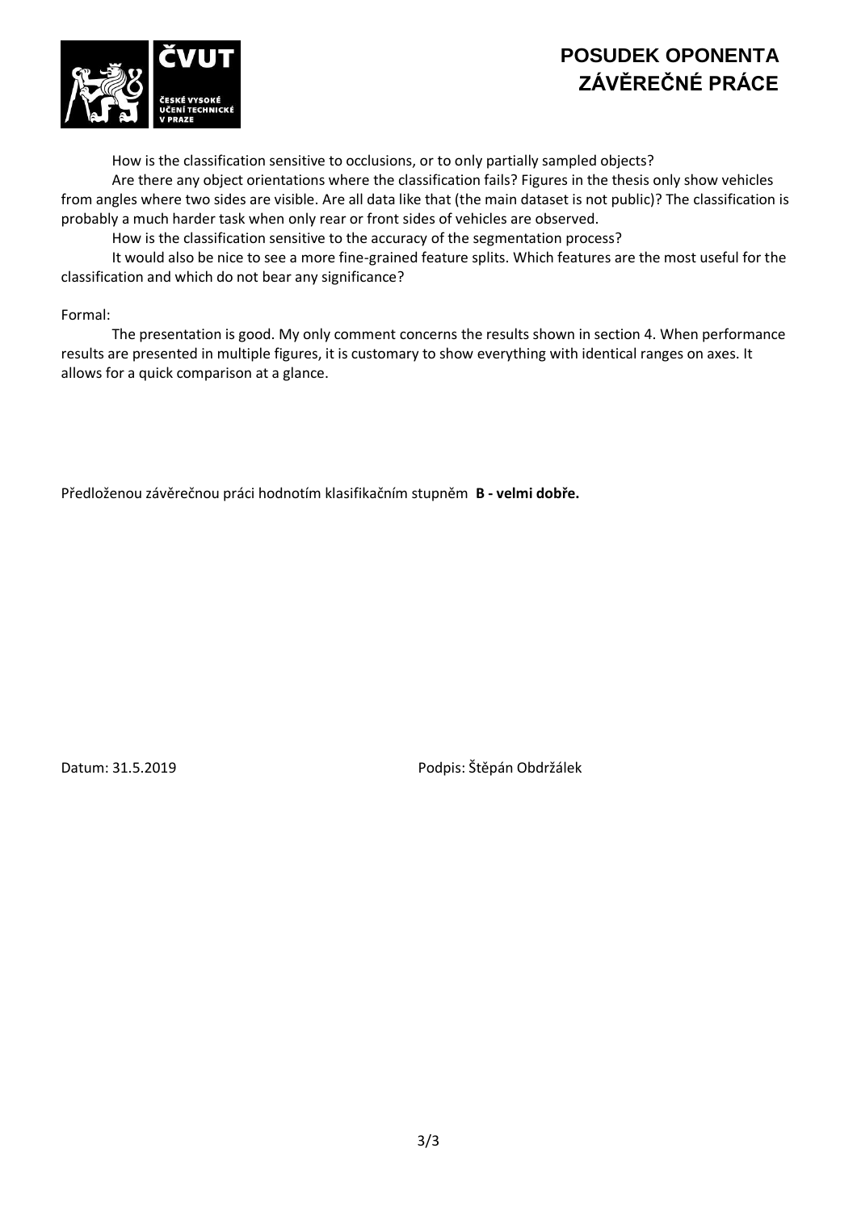How is the classification sensitive to occlusions, or to only partially sampled objects?

Are there any object orientations where the classification fails? Figures in the thesis only show vehicles from angles where two sides are visible. Are all data like that (the main dataset is not public)? The classification is probably a much harder task when only rear or front sides of vehicles are observed.

How is the classification sensitive to the accuracy of the segmentation process?

It would also be nice to see a more fine-grained feature splits. Which features are the most useful for the classification and which do not bear any significance?

Formal:

The presentation is good. My only comment concerns the results shown in section 4. When performance results are presented in multiple figures, it is customary to show everything with identical ranges on axes. It allows for a quick comparison at a glance.

Předloženou závěrečnou práci hodnotím klasifikačním stupněm **B - velmi dobře.**

Datum: 31.5.2019

Podpis: Štěpán Obdržálek